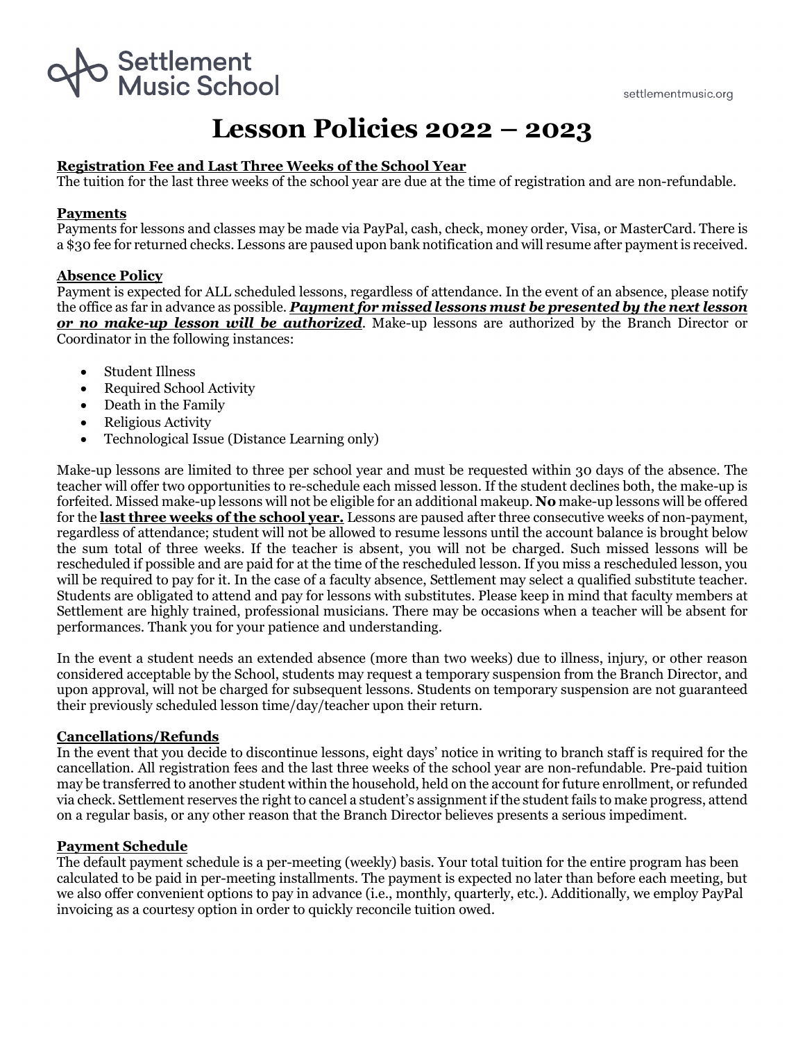Settlement Music School

settlementmusic.org

# Lesson Policies 2022 – 2023

**Registration Fee and Last Three Weeks of the School Year**

The tuition for the last three weeks of the school year are due at the time of registration and are non-refundable.

**Payments**

Payments for lessons and classes may be made via PayPal, cash, check, money order, Visa, or MasterCard. There is a $30 fee for returned checks. Lessons are paused upon bank notification and will resume after payment is received.

**Absence Policy**

Payment is expected for ALL scheduled lessons, regardless of attendance. In the event of an absence, please notify the office as far in advance as possible. ***Payment for missed lessons must be presented by the next lesson or no make-up lesson will be authorized***. Make-up lessons are authorized by the Branch Director or Coordinator in the following instances:

- Student Illness
- Required School Activity
- Death in the Family
- Religious Activity
- Technological Issue (Distance Learning only)

Make-up lessons are limited to three per school year and must be requested within 30 days of the absence. The teacher will offer two opportunities to re-schedule each missed lesson. If the student declines both, the make-up is forfeited. Missed make-up lessons will not be eligible for an additional makeup. **No** make-up lessons will be offered for the **last three weeks of the school year.** Lessons are paused after three consecutive weeks of non-payment, regardless of attendance; student will not be allowed to resume lessons until the account balance is brought below the sum total of three weeks. If the teacher is absent, you will not be charged. Such missed lessons will be rescheduled if possible and are paid for at the time of the rescheduled lesson. If you miss a rescheduled lesson, you will be required to pay for it. In the case of a faculty absence, Settlement may select a qualified substitute teacher. Students are obligated to attend and pay for lessons with substitutes. Please keep in mind that faculty members at Settlement are highly trained, professional musicians. There may be occasions when a teacher will be absent for performances. Thank you for your patience and understanding.

In the event a student needs an extended absence (more than two weeks) due to illness, injury, or other reason considered acceptable by the School, students may request a temporary suspension from the Branch Director, and upon approval, will not be charged for subsequent lessons. Students on temporary suspension are not guaranteed their previously scheduled lesson time/day/teacher upon their return.

**Cancellations/Refunds**

In the event that you decide to discontinue lessons, eight days' notice in writing to branch staff is required for the cancellation. All registration fees and the last three weeks of the school year are non-refundable. Pre-paid tuition may be transferred to another student within the household, held on the account for future enrollment, or refunded via check. Settlement reserves the right to cancel a student's assignment if the student fails to make progress, attend on a regular basis, or any other reason that the Branch Director believes presents a serious impediment.

**Payment Schedule**

The default payment schedule is a per-meeting (weekly) basis. Your total tuition for the entire program has been calculated to be paid in per-meeting installments. The payment is expected no later than before each meeting, but we also offer convenient options to pay in advance (i.e., monthly, quarterly, etc.). Additionally, we employ PayPal invoicing as a courtesy option in order to quickly reconcile tuition owed.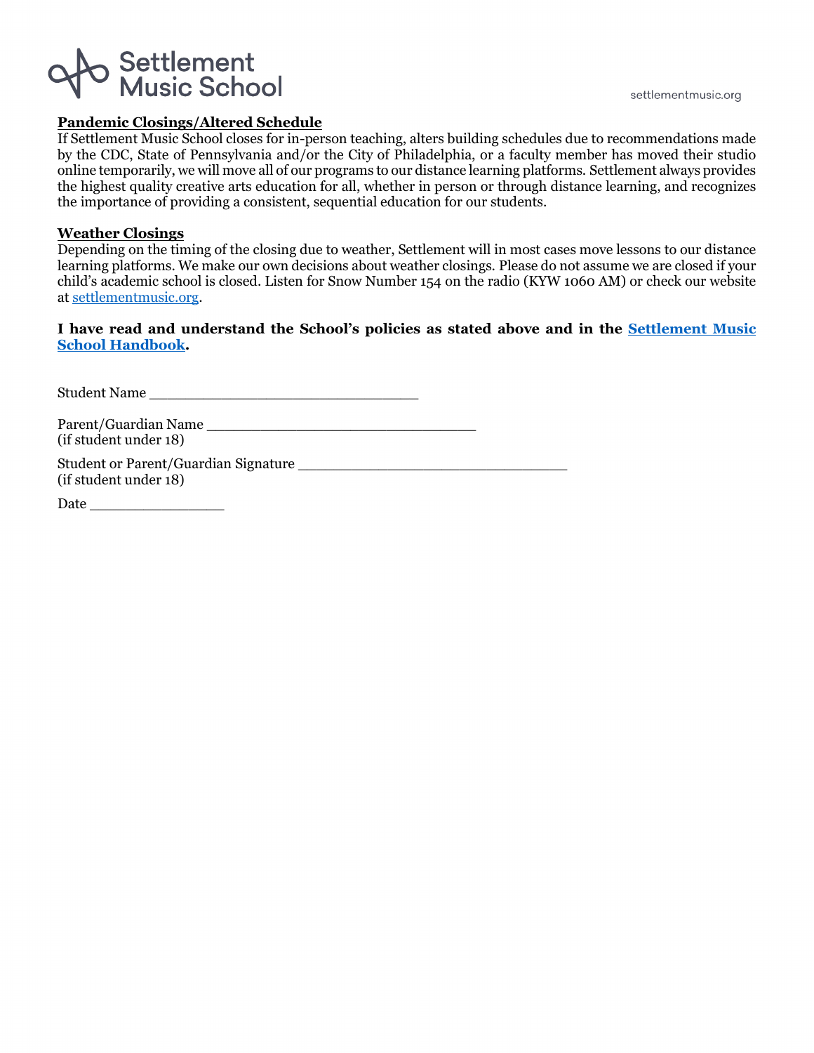**Pandemic Closings/Altered Schedule**

If Settlement Music School closes for in-person teaching, alters building schedules due to recommendations made by the CDC, State of Pennsylvania and/or the City of Philadelphia, or a faculty member has moved their studio online temporarily, we will move all of our programs to our distance learning platforms. Settlement always provides the highest quality creative arts education for all, whether in person or through distance learning, and recognizes the importance of providing a consistent, sequential education for our students.

**Weather Closings**

Depending on the timing of the closing due to weather, Settlement will in most cases move lessons to our distance learning platforms. We make our own decisions about weather closings. Please do not assume we are closed if your child's academic school is closed. Listen for Snow Number 154 on the radio (KYW 1060 AM) or check our website at settlementmusic.org.

**I have read and understand the School's policies as stated above and in the Settlement Music School Handbook.**

Student Name ________________________________

Parent/Guardian Name ________________________________
(if student under 18)

Student or Parent/Guardian Signature ________________________________
(if student under 18)

Date ________________